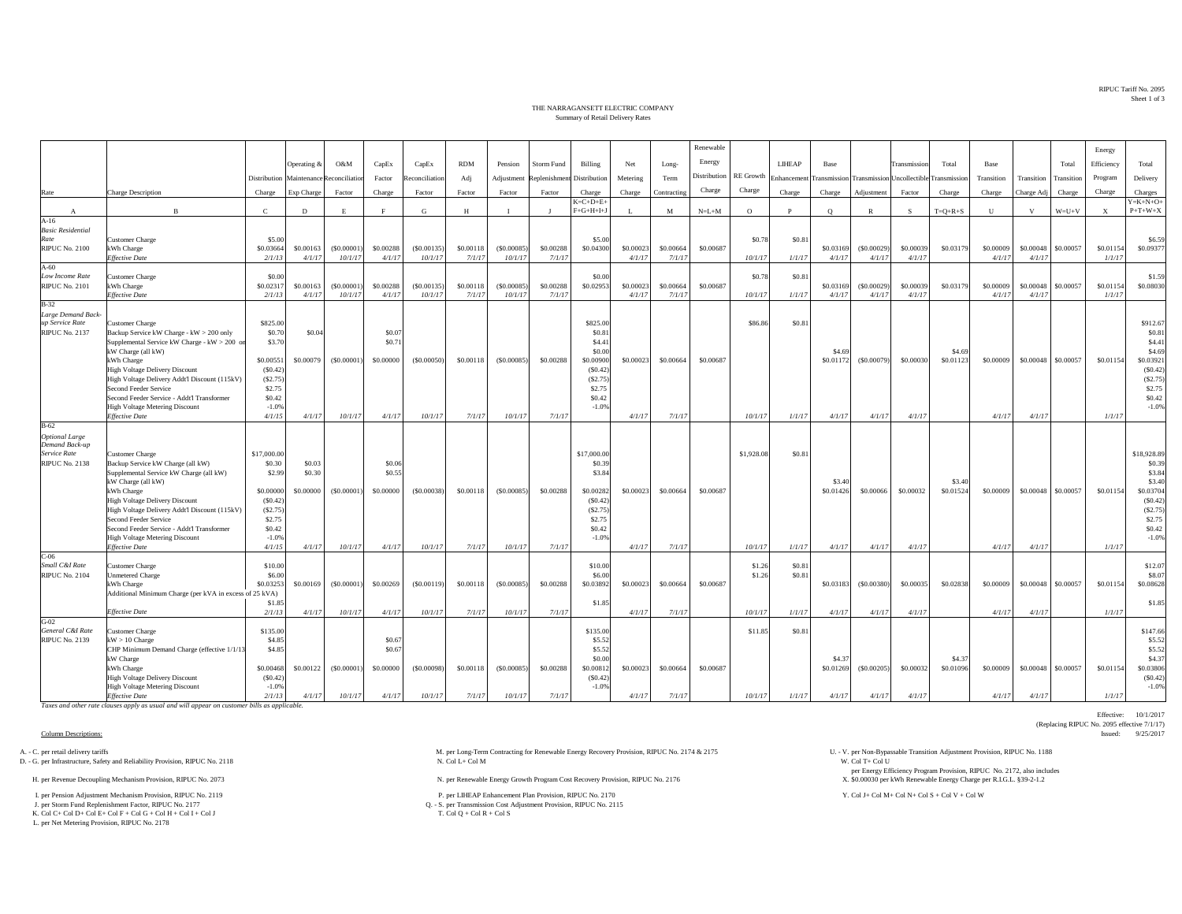RIPUC Tariff No. 2095
Sheet 1 of 3

## THE NARRAGANSETT ELECTRIC COMPANY
### Summary of Retail Delivery Rates

| Rate | Charge Description | Distribution Charge | Operating & Maintenance Exp Charge | O&M Reconciliation Factor | CapEx Factor Charge | CapEx Reconciliation Factor | RDM Adj Factor | Pension Adjustment Factor | Storm Fund Replenishment Factor | Billing Distribution Charge | Net Metering Charge | Long-Term Contracting | Renewable Energy Distribution Charge | RE Growth Charge | LIHEAP Enhancement Charge | Base Transmission Charge | Transmission Adjustment | Transmission Uncollectible Factor | Total Transmission Charge | Base Transition Charge | Transition Charge Adj | Total Transition Charge | Energy Efficiency Program Charge | Total Delivery Charges |
|---|---|---|---|---|---|---|---|---|---|---|---|---|---|---|---|---|---|---|---|---|---|---|---|---|
| A | B | C | D | E | F | G | H | I | J | K=C+D+E+F+G+H+I+J | L | M | N=L+M | O | P | Q | R | S | T=Q+R+S | U | V | W=U+V | X | Y=K+N+O+P+T+W+X |
| A-16 | | | | | | | | | | | | | | | | | | | | | | | | |
| *Basic Residential Rate* | Customer Charge | $5.00 | | | | | | | | $5.00 | | | | $0.78 | $0.81 | | | | | | | | | $6.59 |
| RIPUC No. 2100 | kWh Charge | $0.03664 | $0.00163 | ($0.00001) | $0.00288 | ($0.00135) | $0.00118 | ($0.00085) | $0.00288 | $0.04300 | $0.00023 | $0.00664 | $0.00687 | | | $0.03169 | ($0.00029) | $0.00039 | $0.03179 | $0.00009 | $0.00048 | $0.00057 | $0.01154 | $0.09377 |
| | *Effective Date* | *2/1/13* | *4/1/17* | *10/1/17* | *4/1/17* | *10/1/17* | *7/1/17* | *10/1/17* | *7/1/17* | | *4/1/17* | *7/1/17* | | *10/1/17* | *1/1/17* | *4/1/17* | *4/1/17* | *4/1/17* | | *4/1/17* | *4/1/17* | | *1/1/17* | |
| A-60 | | | | | | | | | | | | | | | | | | | | | | | | |
| *Low Income Rate* | Customer Charge | $0.00 | | | | | | | | $0.00 | | | | $0.78 | $0.81 | | | | | | | | | $1.59 |
| RIPUC No. 2101 | kWh Charge | $0.02317 | $0.00163 | ($0.00001) | $0.00288 | ($0.00135) | $0.00118 | ($0.00085) | $0.00288 | $0.02953 | $0.00023 | $0.00664 | $0.00687 | | | $0.03169 | ($0.00029) | $0.00039 | $0.03179 | $0.00009 | $0.00048 | $0.00057 | $0.01154 | $0.08030 |
| | *Effective Date* | *2/1/13* | *4/1/17* | *10/1/17* | *4/1/17* | *10/1/17* | *7/1/17* | *10/1/17* | *7/1/17* | | *4/1/17* | *7/1/17* | | *10/1/17* | *1/1/17* | *4/1/17* | *4/1/17* | *4/1/17* | | *4/1/17* | *4/1/17* | | *1/1/17* | |
| B-32 | | | | | | | | | | | | | | | | | | | | | | | | |
| *Large Demand Back-up Service Rate* | Customer Charge | $825.00 | | | | | | | | $825.00 | | | | $86.86 | $0.81 | | | | | | | | | $912.67 |
| RIPUC No. 2137 | Backup Service kW Charge - kW > 200 only | $0.70 | $0.04 | | $0.07 | | | | | $0.81 | | | | | | | | | | | | | | $0.81 |
| | Supplemental Service kW Charge - kW > 200 on | $3.70 | | | $0.71 | | | | | $4.41 | | | | | | | | | | | | | | $4.41 |
| | kW Charge (all kW) | | | | | | | | | $0.00 | | | | | | $4.69 | | | $4.69 | | | | | $4.69 |
| | kWh Charge | $0.00551 | $0.00079 | ($0.00001) | $0.00000 | ($0.00050) | $0.00118 | ($0.00085) | $0.00288 | $0.00900 | $0.00023 | $0.00664 | $0.00687 | | | $0.01172 | ($0.00079) | $0.00030 | $0.01123 | $0.00009 | $0.00048 | $0.00057 | $0.01154 | $0.03921 |
| | High Voltage Delivery Discount | ($0.42) | | | | | | | | ($0.42) | | | | | | | | | | | | | | ($0.42) |
| | High Voltage Delivery Addt'l Discount (115kV) | ($2.75) | | | | | | | | ($2.75) | | | | | | | | | | | | | | ($2.75) |
| | Second Feeder Service | $2.75 | | | | | | | | $2.75 | | | | | | | | | | | | | | $2.75 |
| | Second Feeder Service - Addt'l Transformer | $0.42 | | | | | | | | $0.42 | | | | | | | | | | | | | | $0.42 |
| | High Voltage Metering Discount | -1.0% | | | | | | | | -1.0% | | | | | | | | | | | | | | -1.0% |
| | *Effective Date* | *4/1/15* | *4/1/17* | *10/1/17* | *4/1/17* | *10/1/17* | *7/1/17* | *10/1/17* | *7/1/17* | | *4/1/17* | *7/1/17* | | *10/1/17* | *1/1/17* | *4/1/17* | *4/1/17* | *4/1/17* | | *4/1/17* | *4/1/17* | | *1/1/17* | |
| B-62 | | | | | | | | | | | | | | | | | | | | | | | | |
| *Optional Large Demand Back-up Service Rate* | Customer Charge | $17,000.00 | | | | | | | | $17,000.00 | | | | $1,928.08 | $0.81 | | | | | | | | | $18,928.89 |
| RIPUC No. 2138 | Backup Service kW Charge (all kW) | $0.30 | $0.03 | | $0.06 | | | | | $0.39 | | | | | | | | | | | | | | $0.39 |
| | Supplemental Service kW Charge (all kW) | $2.99 | $0.30 | | $0.55 | | | | | $3.84 | | | | | | | | | | | | | | $3.84 |
| | kW Charge (all kW) | | | | | | | | | | | | | | | $3.40 | | | $3.40 | | | | | $3.40 |
| | kWh Charge | $0.00000 | $0.00000 | ($0.00001) | $0.00000 | ($0.00038) | $0.00118 | ($0.00085) | $0.00288 | $0.00282 | $0.00023 | $0.00664 | $0.00687 | | | $0.01426 | $0.00066 | $0.00032 | $0.01524 | $0.00009 | $0.00048 | $0.00057 | $0.01154 | $0.03704 |
| | High Voltage Delivery Discount | ($0.42) | | | | | | | | ($0.42) | | | | | | | | | | | | | | ($0.42) |
| | High Voltage Delivery Addt'l Discount (115kV) | ($2.75) | | | | | | | | ($2.75) | | | | | | | | | | | | | | ($2.75) |
| | Second Feeder Service | $2.75 | | | | | | | | $2.75 | | | | | | | | | | | | | | $2.75 |
| | Second Feeder Service - Addt'l Transformer | $0.42 | | | | | | | | $0.42 | | | | | | | | | | | | | | $0.42 |
| | High Voltage Metering Discount | -1.0% | | | | | | | | -1.0% | | | | | | | | | | | | | | -1.0% |
| | *Effective Date* | *4/1/15* | *4/1/17* | *10/1/17* | *4/1/17* | *10/1/17* | *7/1/17* | *10/1/17* | *7/1/17* | | *4/1/17* | *7/1/17* | | *10/1/17* | *1/1/17* | *4/1/17* | *4/1/17* | *4/1/17* | | *4/1/17* | *4/1/17* | | *1/1/17* | |
| C-06 | | | | | | | | | | | | | | | | | | | | | | | | |
| *Small C&I Rate* | Customer Charge | $10.00 | | | | | | | | $10.00 | | | | $1.26 | $0.81 | | | | | | | | | $12.07 |
| RIPUC No. 2104 | Unmetered Charge | $6.00 | | | | | | | | $6.00 | | | | $1.26 | $0.81 | | | | | | | | | $8.07 |
| | kWh Charge | $0.03253 | $0.00169 | ($0.00001) | $0.00269 | ($0.00119) | $0.00118 | ($0.00085) | $0.00288 | $0.03892 | $0.00023 | $0.00664 | $0.00687 | | | $0.03183 | ($0.00380) | $0.00035 | $0.02838 | $0.00009 | $0.00048 | $0.00057 | $0.01154 | $0.08628 |
| | Additional Minimum Charge (per kVA in excess of 25 kVA) | $1.85 | | | | | | | | $1.85 | | | | | | | | | | | | | | $1.85 |
| | *Effective Date* | *2/1/13* | *4/1/17* | *10/1/17* | *4/1/17* | *10/1/17* | *7/1/17* | *10/1/17* | *7/1/17* | | *4/1/17* | *7/1/17* | | *10/1/17* | *1/1/17* | *4/1/17* | *4/1/17* | *4/1/17* | | *4/1/17* | *4/1/17* | | *1/1/17* | |
| G-02 | | | | | | | | | | | | | | | | | | | | | | | | |
| *General C&I Rate* | Customer Charge | $135.00 | | | | | | | | $135.00 | | | | $11.85 | $0.81 | | | | | | | | | $147.66 |
| RIPUC No. 2139 | kW > 10 Charge | $4.85 | | | $0.67 | | | | | $5.52 | | | | | | | | | | | | | | $5.52 |
| | CHP Minimum Demand Charge (effective 1/1/13) | $4.85 | | | $0.67 | | | | | $5.52 | | | | | | | | | | | | | | $5.52 |
| | kW Charge | | | | | | | | | $0.00 | | | | | | $4.37 | | | $4.37 | | | | | $4.37 |
| | kWh Charge | $0.00468 | $0.00122 | ($0.00001) | $0.00000 | ($0.00098) | $0.00118 | ($0.00085) | $0.00288 | $0.00812 | $0.00023 | $0.00664 | $0.00687 | | | $0.01269 | ($0.00205) | $0.00032 | $0.01096 | $0.00009 | $0.00048 | $0.00057 | $0.01154 | $0.03806 |
| | High Voltage Delivery Discount | ($0.42) | | | | | | | | ($0.42) | | | | | | | | | | | | | | ($0.42) |
| | High Voltage Metering Discount | -1.0% | | | | | | | | -1.0% | | | | | | | | | | | | | | -1.0% |
| | *Effective Date* | *2/1/13* | *4/1/17* | *10/1/17* | *4/1/17* | *10/1/17* | *7/1/17* | *10/1/17* | *7/1/17* | | *4/1/17* | *7/1/17* | | *10/1/17* | *1/1/17* | *4/1/17* | *4/1/17* | *4/1/17* | | *4/1/17* | *4/1/17* | | *1/1/17* | |

*Taxes and other rate clauses apply as usual and will appear on customer bills as applicable.*

Effective: 10/1/2017
(Replacing RIPUC No. 2095 effective 7/1/17)
Issued: 9/25/2017

Column Descriptions:

A. - C. per retail delivery tariffs
D. - G. per Infrastructure, Safety and Reliability Provision, RIPUC No. 2118
H. per Revenue Decoupling Mechanism Provision, RIPUC No. 2073
I. per Pension Adjustment Mechanism Provision, RIPUC No. 2119
J. per Storm Fund Replenishment Factor, RIPUC No. 2177
K. Col C+ Col D+ Col E+ Col F + Col G + Col H + Col I + Col J
L. per Net Metering Provision, RIPUC No. 2178
M. per Long-Term Contracting for Renewable Energy Recovery Provision, RIPUC No. 2174 & 2175
N. Col L+ Col M
N. per Renewable Energy Growth Program Cost Recovery Provision, RIPUC No. 2176
P. per LIHEAP Enhancement Plan Provision, RIPUC No. 2170
Q. - S. per Transmission Cost Adjustment Provision, RIPUC No. 2115
T. Col Q + Col R + Col S
U. - V. per Non-Bypassable Transition Adjustment Provision, RIPUC No. 1188
W. Col T+ Col U
X. per Energy Efficiency Program Provision, RIPUC No. 2172, also includes $0.00030 per kWh Renewable Energy Charge per R.I.G.L. §39-2-1.2
Y. Col J+ Col M+ Col N+ Col S + Col V + Col W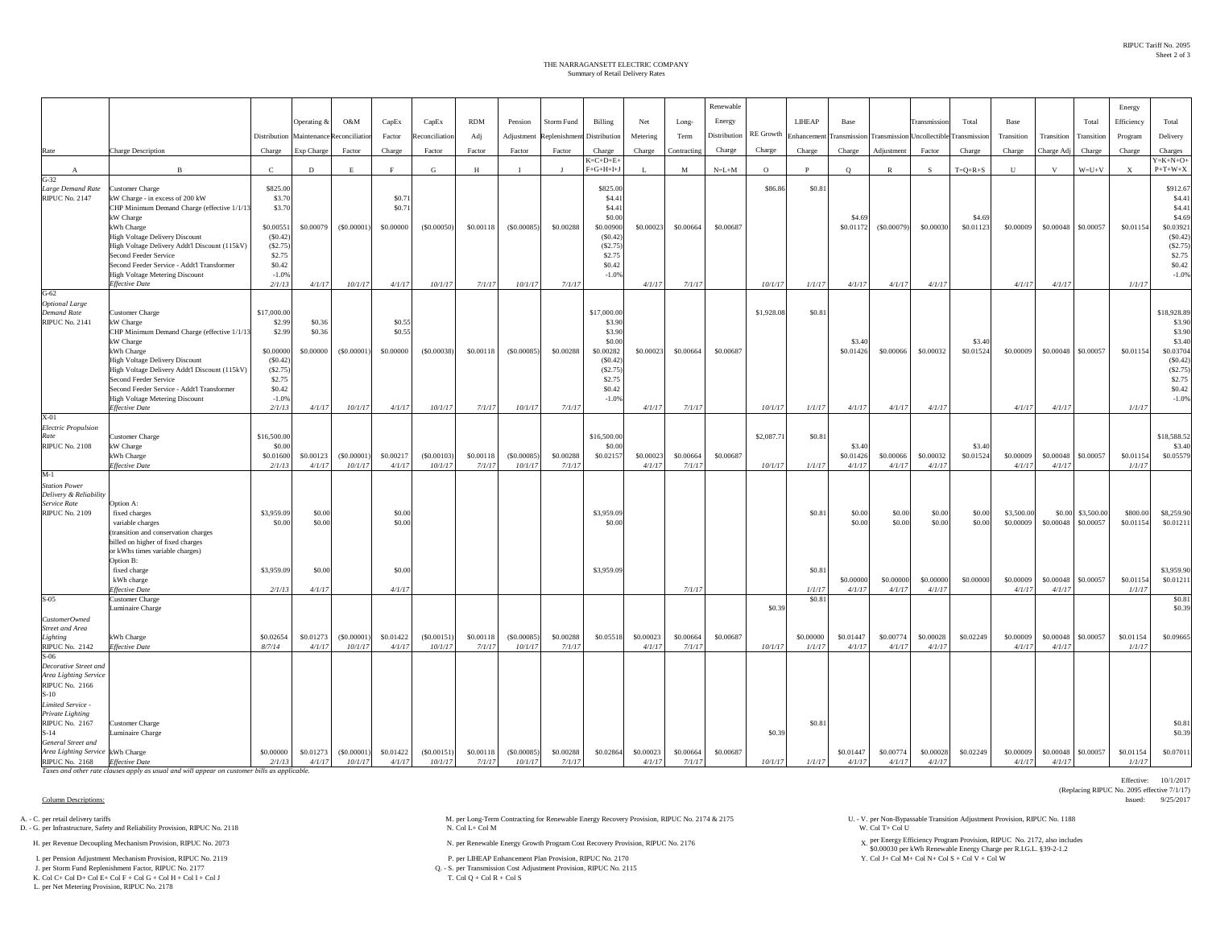RIPUC Tariff No. 2095
Sheet 2 of 3

THE NARRAGANSETT ELECTRIC COMPANY
Summary of Retail Delivery Rates

| Rate | Charge Description | Distribution Charge | Operating & Maintenance Exp Charge | O&M Reconciliation Factor | CapEx Factor Charge | CapEx Reconciliation Factor | RDM Adj Factor | Pension Adjustment Factor | Storm Fund Replenishment Factor | Billing Distribution Charge | Net Metering Charge | Long-Term Contracting | Renewable Energy Distribution Charge | RE Growth Charge | LIHEAP Enhancement Charge | Base Transmission Charge | Transmission Adjustment | Transmission Uncollectible Factor | Total Transmission Charge | Base Transition Charge | Transition Charge Adj | Total Transition Charge | Energy Efficiency Program Charge | Total Delivery Charges |
|---|---|---|---|---|---|---|---|---|---|---|---|---|---|---|---|---|---|---|---|---|---|---|---|---|
| | | | | | | | | | | K=C+D+E+F+G+H+I+J | | | N=L+M | | | | | | T=Q+R+S | | | W=U+V | | Y=K+N+O+P+T+W+X |
| A | B | C | D | E | F | G | H | I | J | | L | M | | O | P | Q | R | S | | U | V | | X | |
| G-32 | | | | | | | | | | | | | | | | | | | | | | | | |
| *Large Demand Rate* | Customer Charge | $825.00 | | | | | | | | $825.00 | | | | $86.86 | $0.81 | | | | | | | | | $912.67 |
| RIPUC No. 2147 | kW Charge - in excess of 200 kW | $3.70 | | | $0.71 | | | | | $4.41 | | | | | | | | | | | | | | $4.41 |
| | CHP Minimum Demand Charge (effective 1/1/13 | $3.70 | | | $0.71 | | | | | $4.41 | | | | | | | | | | | | | | $4.41 |
| | kW Charge | | | | | | | | | $0.00 | | | | | | $4.69 | | | $4.69 | | | | | $4.69 |
| | kWh Charge | $0.00551 | $0.00079 | ($0.00001) | $0.00000 | ($0.00050) | $0.00118 | ($0.00085) | $0.00288 | $0.00900 | $0.00023 | $0.00664 | $0.00687 | | | $0.01172 | ($0.00079) | $0.00030 | $0.01123 | $0.00009 | $0.00048 | $0.00057 | $0.01154 | $0.03921 |
| | High Voltage Delivery Discount | ($0.42) | | | | | | | | ($0.42) | | | | | | | | | | | | | | ($0.42) |
| | High Voltage Delivery Addt'l Discount (115kV) | ($2.75) | | | | | | | | ($2.75) | | | | | | | | | | | | | | ($2.75) |
| | Second Feeder Service | $2.75 | | | | | | | | $2.75 | | | | | | | | | | | | | | $2.75 |
| | Second Feeder Service - Addt'l Transformer | $0.42 | | | | | | | | $0.42 | | | | | | | | | | | | | | $0.42 |
| | High Voltage Metering Discount | -1.0% | | | | | | | | -1.0% | | | | | | | | | | | | | | -1.0% |
| | *Effective Date* | *2/1/13* | *4/1/17* | *10/1/17* | *4/1/17* | *10/1/17* | *7/1/17* | *10/1/17* | *7/1/17* | | *4/1/17* | *7/1/17* | | *10/1/17* | *1/1/17* | *4/1/17* | *4/1/17* | *4/1/17* | | *4/1/17* | *4/1/17* | | *1/1/17* | |
| G-62 | | | | | | | | | | | | | | | | | | | | | | | | |
| *Optional Large Demand Rate* | Customer Charge | $17,000.00 | | | | | | | | $17,000.00 | | | | $1,928.08 | $0.81 | | | | | | | | | $18,928.89 |
| RIPUC No. 2141 | kW Charge | $2.99 | $0.36 | | $0.55 | | | | | $3.90 | | | | | | | | | | | | | | $3.90 |
| | CHP Minimum Demand Charge (effective 1/1/13 | $2.99 | $0.36 | | $0.55 | | | | | $3.90 | | | | | | | | | | | | | | $3.90 |
| | kW Charge | | | | | | | | | $0.00 | | | | | | $3.40 | | | $3.40 | | | | | $3.40 |
| | kWh Charge | $0.00000 | $0.00000 | ($0.00001) | $0.00000 | ($0.00038) | $0.00118 | ($0.00085) | $0.00288 | $0.00282 | $0.00023 | $0.00664 | $0.00687 | | | $0.01426 | $0.00066 | $0.00032 | $0.01524 | $0.00009 | $0.00048 | $0.00057 | $0.01154 | $0.03704 |
| | High Voltage Delivery Discount | ($0.42) | | | | | | | | ($0.42) | | | | | | | | | | | | | | ($0.42) |
| | High Voltage Delivery Addt'l Discount (115kV) | ($2.75) | | | | | | | | ($2.75) | | | | | | | | | | | | | | ($2.75) |
| | Second Feeder Service | $2.75 | | | | | | | | $2.75 | | | | | | | | | | | | | | $2.75 |
| | Second Feeder Service - Addt'l Transformer | $0.42 | | | | | | | | $0.42 | | | | | | | | | | | | | | $0.42 |
| | High Voltage Metering Discount | -1.0% | | | | | | | | -1.0% | | | | | | | | | | | | | | -1.0% |
| | *Effective Date* | *2/1/13* | *4/1/17* | *10/1/17* | *4/1/17* | *10/1/17* | *7/1/17* | *10/1/17* | *7/1/17* | | *4/1/17* | *7/1/17* | | *10/1/17* | *1/1/17* | *4/1/17* | *4/1/17* | *4/1/17* | | *4/1/17* | *4/1/17* | | *1/1/17* | |
| X-01 | | | | | | | | | | | | | | | | | | | | | | | | |
| *Electric Propulsion Rate* | Customer Charge | $16,500.00 | | | | | | | | $16,500.00 | | | | $2,087.71 | $0.81 | | | | | | | | | $18,588.52 |
| RIPUC No. 2108 | kW Charge | $0.00 | | | | | | | | $0.00 | | | | | | $3.40 | | | $3.40 | | | | | $3.40 |
| | kWh Charge | $0.01600 | $0.00123 | ($0.00001) | $0.00217 | ($0.00103) | $0.00118 | ($0.00085) | $0.00288 | $0.02157 | $0.00023 | $0.00664 | $0.00687 | | | $0.01426 | $0.00066 | $0.00032 | $0.01524 | $0.00009 | $0.00048 | $0.00057 | $0.01154 | $0.05579 |
| | *Effective Date* | *2/1/13* | *4/1/17* | *10/1/17* | *4/1/17* | *10/1/17* | *7/1/17* | *10/1/17* | *7/1/17* | | *4/1/17* | *7/1/17* | | *10/1/17* | *1/1/17* | *4/1/17* | *4/1/17* | *4/1/17* | | *4/1/17* | *4/1/17* | | *1/1/17* | |
| M-1 | | | | | | | | | | | | | | | | | | | | | | | | |
| *Station Power Delivery & Reliability Service Rate* | Option A: | | | | | | | | | | | | | | | | | | | | | | | |
| RIPUC No. 2109 | fixed charges | $3,959.09 | $0.00 | | $0.00 | | | | | $3,959.09 | | | | | $0.81 | $0.00 | $0.00 | $0.00 | $0.00 | $3,500.00 | $0.00 | $3,500.00 | $800.00 | $8,259.90 |
| | variable charges | $0.00 | $0.00 | | $0.00 | | | | | $0.00 | | | | | | $0.00 | $0.00 | $0.00 | $0.00 | $0.00009 | $0.00048 | $0.00057 | $0.01154 | $0.01211 |
| | (transition and conservation charges billed on higher of fixed charges or kWhs times variable charges) | | | | | | | | | | | | | | | | | | | | | | | |
| | Option B: | | | | | | | | | | | | | | | | | | | | | | | |
| | fixed charge | $3,959.09 | $0.00 | | $0.00 | | | | | $3,959.09 | | | | | $0.81 | | | | | | | | | $3,959.90 |
| | kWh charge | | | | | | | | | | | | | | | $0.00000 | $0.00000 | $0.00000 | $0.00000 | $0.00009 | $0.00048 | $0.00057 | $0.01154 | $0.01211 |
| | *Effective Date* | *2/1/13* | *4/1/17* | | *4/1/17* | | | | | | | *7/1/17* | | | *1/1/17* | *4/1/17* | *4/1/17* | *4/1/17* | | *4/1/17* | *4/1/17* | | *1/1/17* | |
| S-05 | Customer Charge | | | | | | | | | | | | | | $0.81 | | | | | | | | | $0.81 |
| | Luminaire Charge | | | | | | | | | | | | | $0.39 | | | | | | | | | | $0.39 |
| *CustomerOwned Street and Area Lighting* | kWh Charge | $0.02654 | $0.01273 | ($0.00001) | $0.01422 | ($0.00151) | $0.00118 | ($0.00085) | $0.00288 | $0.05518 | $0.00023 | $0.00664 | $0.00687 | | $0.00000 | $0.01447 | $0.00774 | $0.00028 | $0.02249 | $0.00009 | $0.00048 | $0.00057 | $0.01154 | $0.09665 |
| RIPUC No. 2142 | *Effective Date* | *8/7/14* | *4/1/17* | *10/1/17* | *4/1/17* | *10/1/17* | *7/1/17* | *10/1/17* | *7/1/17* | | *4/1/17* | *7/1/17* | | *10/1/17* | *1/1/17* | *4/1/17* | *4/1/17* | *4/1/17* | | *4/1/17* | *4/1/17* | | *1/1/17* | |
| S-06 *Decorative Street and Area Lighting Service* RIPUC No. 2166 | | | | | | | | | | | | | | | | | | | | | | | | |
| S-10 *Limited Service - Private Lighting* | | | | | | | | | | | | | | | | | | | | | | | | |
| RIPUC No. 2167 | Customer Charge | | | | | | | | | | | | | | $0.81 | | | | | | | | | $0.81 |
| S-14 *General Street and Area* | Luminaire Charge | | | | | | | | | | | | | $0.39 | | | | | | | | | | $0.39 |
| *Lighting Service* | kWh Charge | $0.00000 | $0.01273 | ($0.00001) | $0.01422 | ($0.00151) | $0.00118 | ($0.00085) | $0.00288 | $0.02864 | $0.00023 | $0.00664 | $0.00687 | | | $0.01447 | $0.00774 | $0.00028 | $0.02249 | $0.00009 | $0.00048 | $0.00057 | $0.01154 | $0.07011 |
| RIPUC No. 2168 | *Effective Date* | *2/1/13* | *4/1/17* | *10/1/17* | *4/1/17* | *10/1/17* | *7/1/17* | *10/1/17* | *7/1/17* | | *4/1/17* | *7/1/17* | | *10/1/17* | *1/1/17* | *4/1/17* | *4/1/17* | *4/1/17* | | *4/1/17* | *4/1/17* | | *1/1/17* | |

*Taxes and other rate clauses apply as usual and will appear on customer bills as applicable.*

Effective: 10/1/2017
(Replacing RIPUC No. 2095 effective 7/1/17)
Issued: 9/25/2017

Column Descriptions:

A. - C. per retail delivery tariffs
D. - G. per Infrastructure, Safety and Reliability Provision, RIPUC No. 2118
H. per Revenue Decoupling Mechanism Provision, RIPUC No. 2073
I. per Pension Adjustment Mechanism Provision, RIPUC No. 2119
J. per Storm Fund Replenishment Factor, RIPUC No. 2177
K. Col C+ Col D+ Col E+ Col F + Col G + Col H + Col I + Col J
L. per Net Metering Provision, RIPUC No. 2178
M. per Long-Term Contracting for Renewable Energy Recovery Provision, RIPUC No. 2174 & 2175
N. Col L+ Col M
N. per Renewable Energy Growth Program Cost Recovery Provision, RIPUC No. 2176
P. per LIHEAP Enhancement Plan Provision, RIPUC No. 2170
Q. - S. per Transmission Cost Adjustment Provision, RIPUC No. 2115
T. Col Q + Col R + Col S
U. - V. per Non-Bypassable Transition Adjustment Provision, RIPUC No. 1188
W. Col T+ Col U
X. per Energy Efficiency Program Provision, RIPUC No. 2172, also includes $0.00030 per kWh Renewable Energy Charge per R.I.G.L. §39-2-1.2
Y. Col J+ Col M+ Col N+ Col S + Col V + Col W